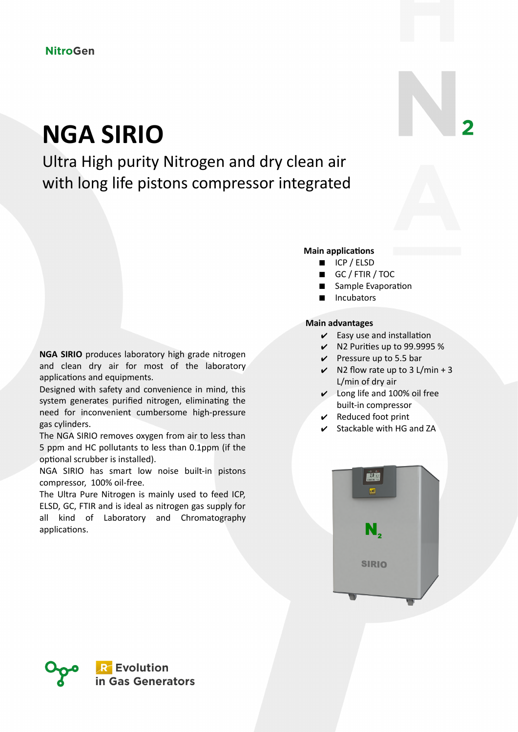NitroGen

# NGA SIRIO

## Ultra High purity Nitrogen and dry clean air with long life pistons compressor integrated

**Main applications**

- ICP / ELSD
- GC / FTIR / TOC
- Sample Evaporation
- Incubators

**Main advantages**

- ✔ Easy use and installation
- ✔ N2 Purities up to 99.9995 %
- ✔ Pressure up to 5.5 bar
- ✔ N2 flow rate up to 3 L/min + 3 L/min of dry air
- ✔ Long life and 100% oil free built-in compressor
- ✔ Reduced foot print
- ✔ Stackable with HG and ZA

**NGA SIRIO** produces laboratory high grade nitrogen and clean dry air for most of the laboratory applications and equipments.

Designed with safety and convenience in mind, this system generates purified nitrogen, eliminating the need for inconvenient cumbersome high-pressure gas cylinders.

The NGA SIRIO removes oxygen from air to less than 5 ppm and HC pollutants to less than 0.1ppm (if the optional scrubber is installed).

NGA SIRIO has smart low noise built-in pistons compressor, 100% oil-free.

The Ultra Pure Nitrogen is mainly used to feed ICP, ELSD, GC, FTIR and is ideal as nitrogen gas supply for all kind of Laboratory and Chromatography applications.

Evolution in Gas Generators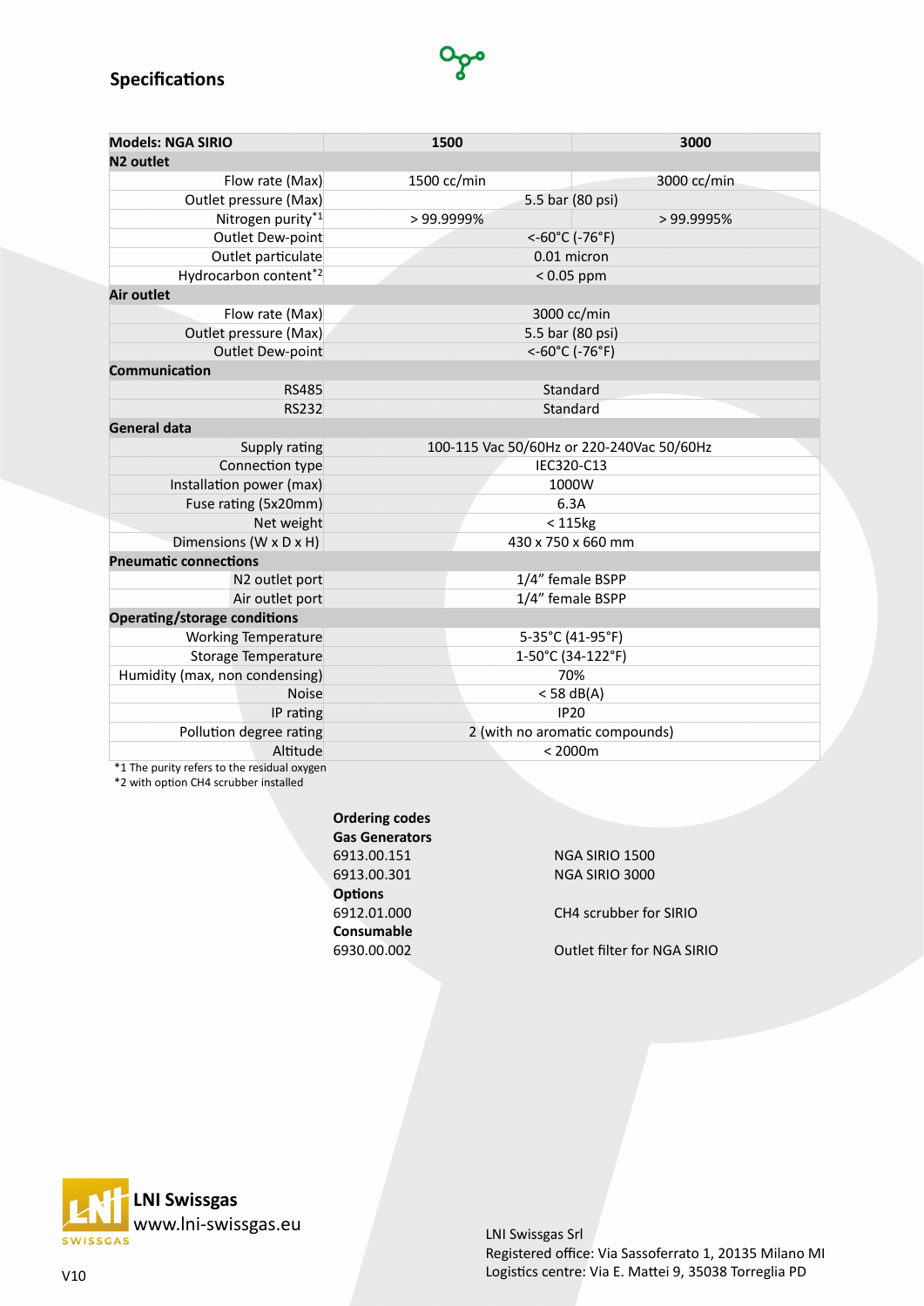## Specifications

| Models: NGA SIRIO | 1500 | 3000 |
|---|---|---|
| **N2 outlet** | | |
| Flow rate (Max) | 1500 cc/min | 3000 cc/min |
| Outlet pressure (Max) | 5.5 bar (80 psi) | |
| Nitrogen purity[*1] | > 99.9999% | > 99.9995% |
| Outlet Dew-point | <-60°C (-76°F) | |
| Outlet particulate | 0.01 micron | |
| Hydrocarbon content[*2] | < 0.05 ppm | |
| **Air outlet** | | |
| Flow rate (Max) | 3000 cc/min | |
| Outlet pressure (Max) | 5.5 bar (80 psi) | |
| Outlet Dew-point | <-60°C (-76°F) | |
| **Communication** | | |
| RS485 | Standard | |
| RS232 | Standard | |
| **General data** | | |
| Supply rating | 100-115 Vac 50/60Hz or 220-240Vac 50/60Hz | |
| Connection type | IEC320-C13 | |
| Installation power (max) | 1000W | |
| Fuse rating (5x20mm) | 6.3A | |
| Net weight | < 115kg | |
| Dimensions (W x D x H) | 430 x 750 x 660 mm | |
| **Pneumatic connections** | | |
| N2 outlet port | 1/4" female BSPP | |
| Air outlet port | 1/4" female BSPP | |
| **Operating/storage conditions** | | |
| Working Temperature | 5-35°C (41-95°F) | |
| Storage Temperature | 1-50°C (34-122°F) | |
| Humidity (max, non condensing) | 70% | |
| Noise | < 58 dB(A) | |
| IP rating | IP20 | |
| Pollution degree rating | 2 (with no aromatic compounds) | |
| Altitude | < 2000m | |

*1 The purity refers to the residual oxygen
*2 with option CH4 scrubber installed

**Ordering codes**

**Gas Generators**

| | |
|---|---|
| 6913.00.151 | NGA SIRIO 1500 |
| 6913.00.301 | NGA SIRIO 3000 |

**Options**

| | |
|---|---|
| 6912.01.000 | CH4 scrubber for SIRIO |

**Consumable**

| | |
|---|---|
| 6930.00.002 | Outlet filter for NGA SIRIO |

**LNI Swissgas**
www.lni-swissgas.eu

LNI Swissgas Srl
Registered office: Via Sassoferrato 1, 20135 Milano MI
Logistics centre: Via E. Mattei 9, 35038 Torreglia PD

V10